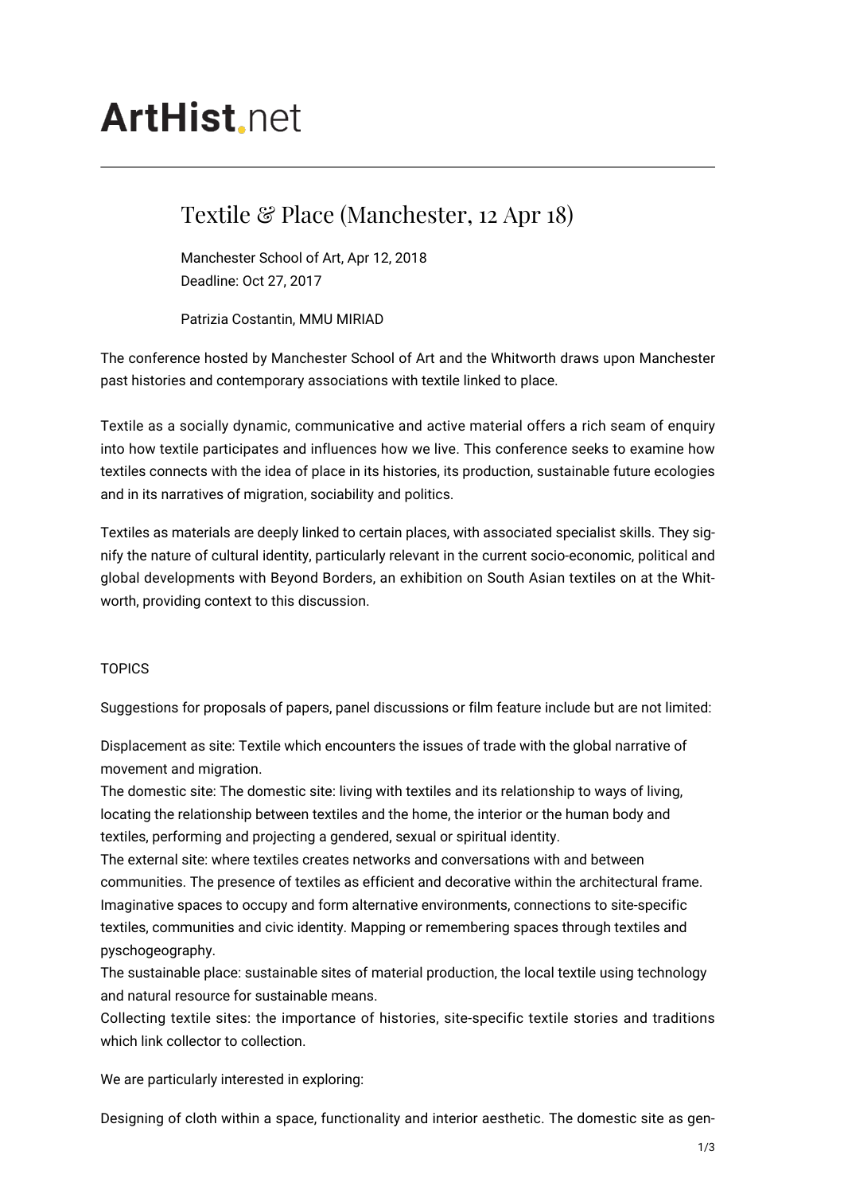# ArtHist.net

## Textile & Place (Manchester, 12 Apr 18)

Manchester School of Art, Apr 12, 2018
Deadline: Oct 27, 2017

Patrizia Costantin, MMU MIRIAD

The conference hosted by Manchester School of Art and the Whitworth draws upon Manchester past histories and contemporary associations with textile linked to place.

Textile as a socially dynamic, communicative and active material offers a rich seam of enquiry into how textile participates and influences how we live. This conference seeks to examine how textiles connects with the idea of place in its histories, its production, sustainable future ecologies and in its narratives of migration, sociability and politics.

Textiles as materials are deeply linked to certain places, with associated specialist skills. They signify the nature of cultural identity, particularly relevant in the current socio-economic, political and global developments with Beyond Borders, an exhibition on South Asian textiles on at the Whitworth, providing context to this discussion.

TOPICS

Suggestions for proposals of papers, panel discussions or film feature include but are not limited:

Displacement as site: Textile which encounters the issues of trade with the global narrative of movement and migration.
The domestic site: The domestic site: living with textiles and its relationship to ways of living, locating the relationship between textiles and the home, the interior or the human body and textiles, performing and projecting a gendered, sexual or spiritual identity.
The external site: where textiles creates networks and conversations with and between communities. The presence of textiles as efficient and decorative within the architectural frame. Imaginative spaces to occupy and form alternative environments, connections to site-specific textiles, communities and civic identity. Mapping or remembering spaces through textiles and pyschogeography.
The sustainable place: sustainable sites of material production, the local textile using technology and natural resource for sustainable means.
Collecting textile sites: the importance of histories, site-specific textile stories and traditions which link collector to collection.

We are particularly interested in exploring:

Designing of cloth within a space, functionality and interior aesthetic. The domestic site as gen-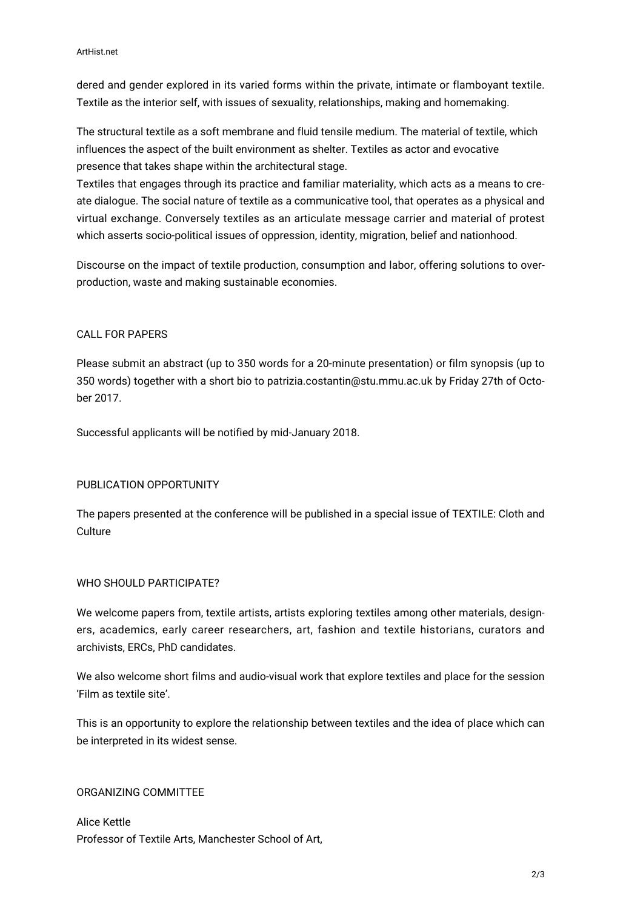dered and gender explored in its varied forms within the private, intimate or flamboyant textile. Textile as the interior self, with issues of sexuality, relationships, making and homemaking.

The structural textile as a soft membrane and fluid tensile medium. The material of textile, which influences the aspect of the built environment as shelter. Textiles as actor and evocative presence that takes shape within the architectural stage.
Textiles that engages through its practice and familiar materiality, which acts as a means to create dialogue. The social nature of textile as a communicative tool, that operates as a physical and virtual exchange. Conversely textiles as an articulate message carrier and material of protest which asserts socio-political issues of oppression, identity, migration, belief and nationhood.

Discourse on the impact of textile production, consumption and labor, offering solutions to overproduction, waste and making sustainable economies.

CALL FOR PAPERS

Please submit an abstract (up to 350 words for a 20-minute presentation) or film synopsis (up to 350 words) together with a short bio to patrizia.costantin@stu.mmu.ac.uk by Friday 27th of October 2017.

Successful applicants will be notified by mid-January 2018.

PUBLICATION OPPORTUNITY

The papers presented at the conference will be published in a special issue of TEXTILE: Cloth and Culture

WHO SHOULD PARTICIPATE?

We welcome papers from, textile artists, artists exploring textiles among other materials, designers, academics, early career researchers, art, fashion and textile historians, curators and archivists, ERCs, PhD candidates.

We also welcome short films and audio-visual work that explore textiles and place for the session 'Film as textile site'.

This is an opportunity to explore the relationship between textiles and the idea of place which can be interpreted in its widest sense.

ORGANIZING COMMITTEE

Alice Kettle
Professor of Textile Arts, Manchester School of Art,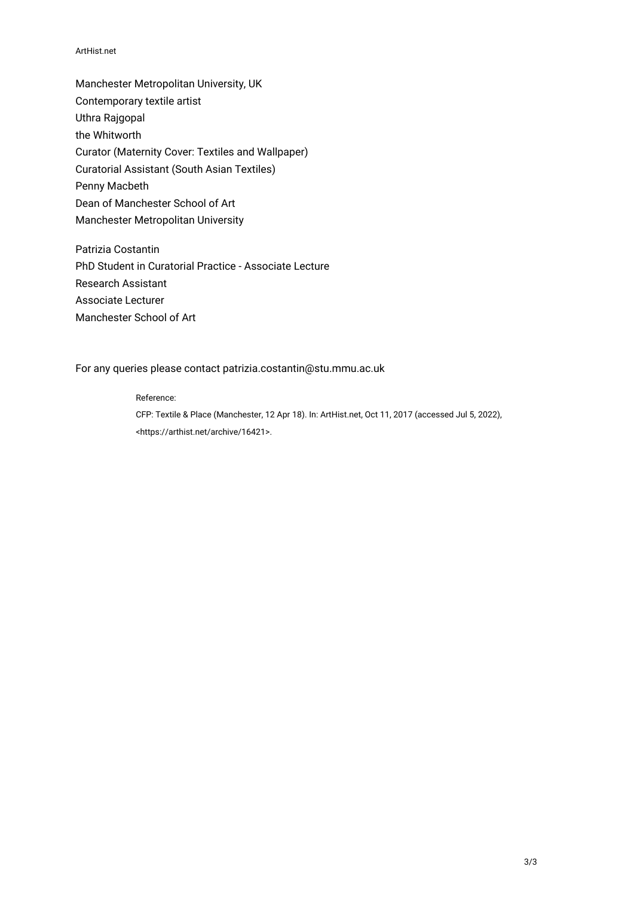Manchester Metropolitan University, UK
Contemporary textile artist
Uthra Rajgopal
the Whitworth
Curator (Maternity Cover: Textiles and Wallpaper)
Curatorial Assistant (South Asian Textiles)
Penny Macbeth
Dean of Manchester School of Art
Manchester Metropolitan University

Patrizia Costantin
PhD Student in Curatorial Practice - Associate Lecture
Research Assistant
Associate Lecturer
Manchester School of Art

For any queries please contact patrizia.costantin@stu.mmu.ac.uk

Reference:
CFP: Textile & Place (Manchester, 12 Apr 18). In: ArtHist.net, Oct 11, 2017 (accessed Jul 5, 2022), <https://arthist.net/archive/16421>.